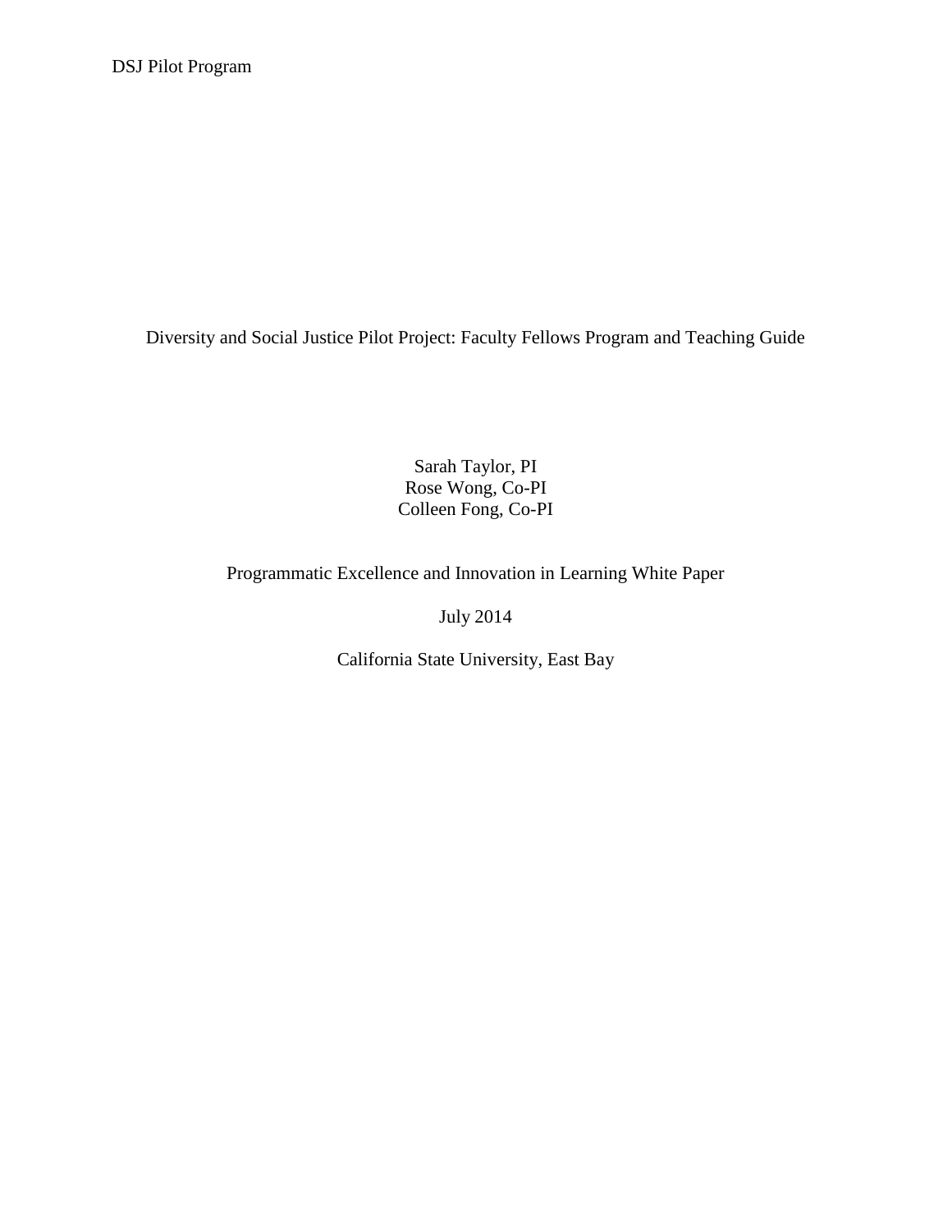# Diversity and Social Justice Pilot Project: Faculty Fellows Program and Teaching Guide

Sarah Taylor, PI
Rose Wong, Co-PI
Colleen Fong, Co-PI

Programmatic Excellence and Innovation in Learning White Paper

July 2014

California State University, East Bay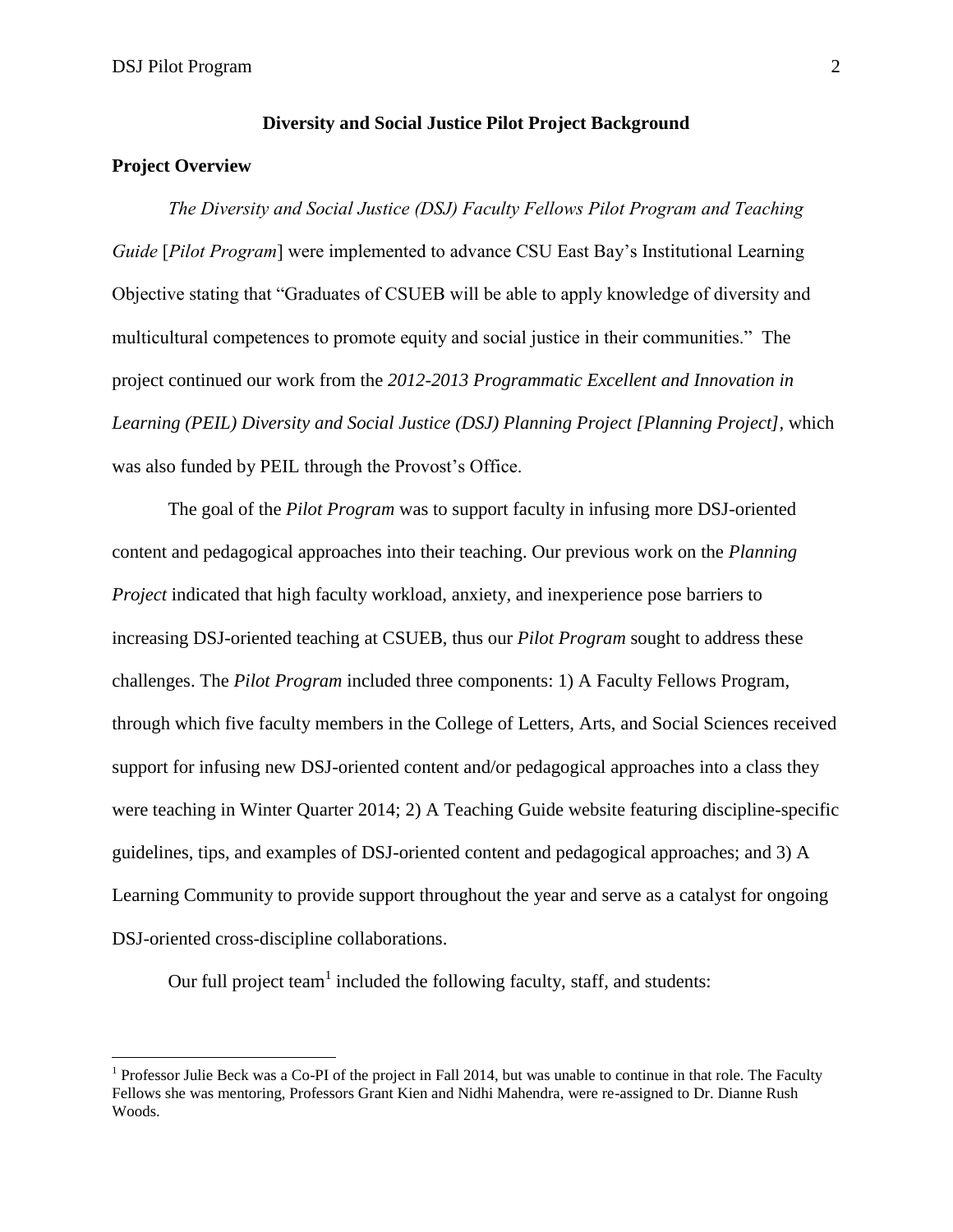## Diversity and Social Justice Pilot Project Background

### Project Overview

*The Diversity and Social Justice (DSJ) Faculty Fellows Pilot Program and Teaching Guide* [*Pilot Program*] were implemented to advance CSU East Bay's Institutional Learning Objective stating that "Graduates of CSUEB will be able to apply knowledge of diversity and multicultural competences to promote equity and social justice in their communities." The project continued our work from the *2012-2013 Programmatic Excellent and Innovation in Learning (PEIL) Diversity and Social Justice (DSJ) Planning Project [Planning Project]*, which was also funded by PEIL through the Provost's Office.

The goal of the *Pilot Program* was to support faculty in infusing more DSJ-oriented content and pedagogical approaches into their teaching. Our previous work on the *Planning Project* indicated that high faculty workload, anxiety, and inexperience pose barriers to increasing DSJ-oriented teaching at CSUEB, thus our *Pilot Program* sought to address these challenges. The *Pilot Program* included three components: 1) A Faculty Fellows Program, through which five faculty members in the College of Letters, Arts, and Social Sciences received support for infusing new DSJ-oriented content and/or pedagogical approaches into a class they were teaching in Winter Quarter 2014; 2) A Teaching Guide website featuring discipline-specific guidelines, tips, and examples of DSJ-oriented content and pedagogical approaches; and 3) A Learning Community to provide support throughout the year and serve as a catalyst for ongoing DSJ-oriented cross-discipline collaborations.

Our full project team[1] included the following faculty, staff, and students:

[1] Professor Julie Beck was a Co-PI of the project in Fall 2014, but was unable to continue in that role. The Faculty Fellows she was mentoring, Professors Grant Kien and Nidhi Mahendra, were re-assigned to Dr. Dianne Rush Woods.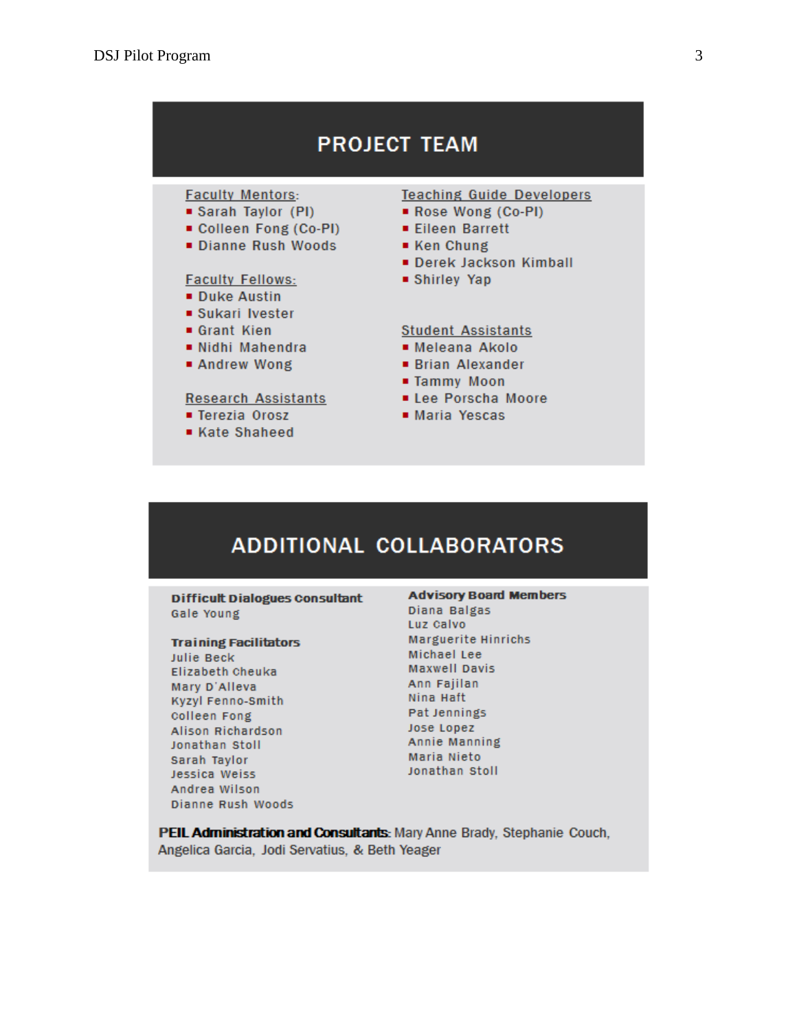## PROJECT TEAM

**Faculty Mentors:**
- Sarah Taylor (PI)
- Colleen Fong (Co-PI)
- Dianne Rush Woods

**Faculty Fellows:**
- Duke Austin
- Sukari Ivester
- Grant Kien
- Nidhi Mahendra
- Andrew Wong

**Research Assistants**
- Terezia Orosz
- Kate Shaheed

**Teaching Guide Developers**
- Rose Wong (Co-PI)
- Eileen Barrett
- Ken Chung
- Derek Jackson Kimball
- Shirley Yap

**Student Assistants**
- Meleana Akolo
- Brian Alexander
- Tammy Moon
- Lee Porscha Moore
- Maria Yescas

## ADDITIONAL COLLABORATORS

**Difficult Dialogues Consultant**
Gale Young

**Training Facilitators**
Julie Beck
Elizabeth Cheuka
Mary D'Alleva
Kyzyl Fenno-Smith
Colleen Fong
Alison Richardson
Jonathan Stoll
Sarah Taylor
Jessica Weiss
Andrea Wilson
Dianne Rush Woods

**Advisory Board Members**
Diana Balgas
Luz Calvo
Marguerite Hinrichs
Michael Lee
Maxwell Davis
Ann Fajilan
Nina Haft
Pat Jennings
Jose Lopez
Annie Manning
Maria Nieto
Jonathan Stoll

**PEIL Administration and Consultants:** Mary Anne Brady, Stephanie Couch, Angelica Garcia, Jodi Servatius, & Beth Yeager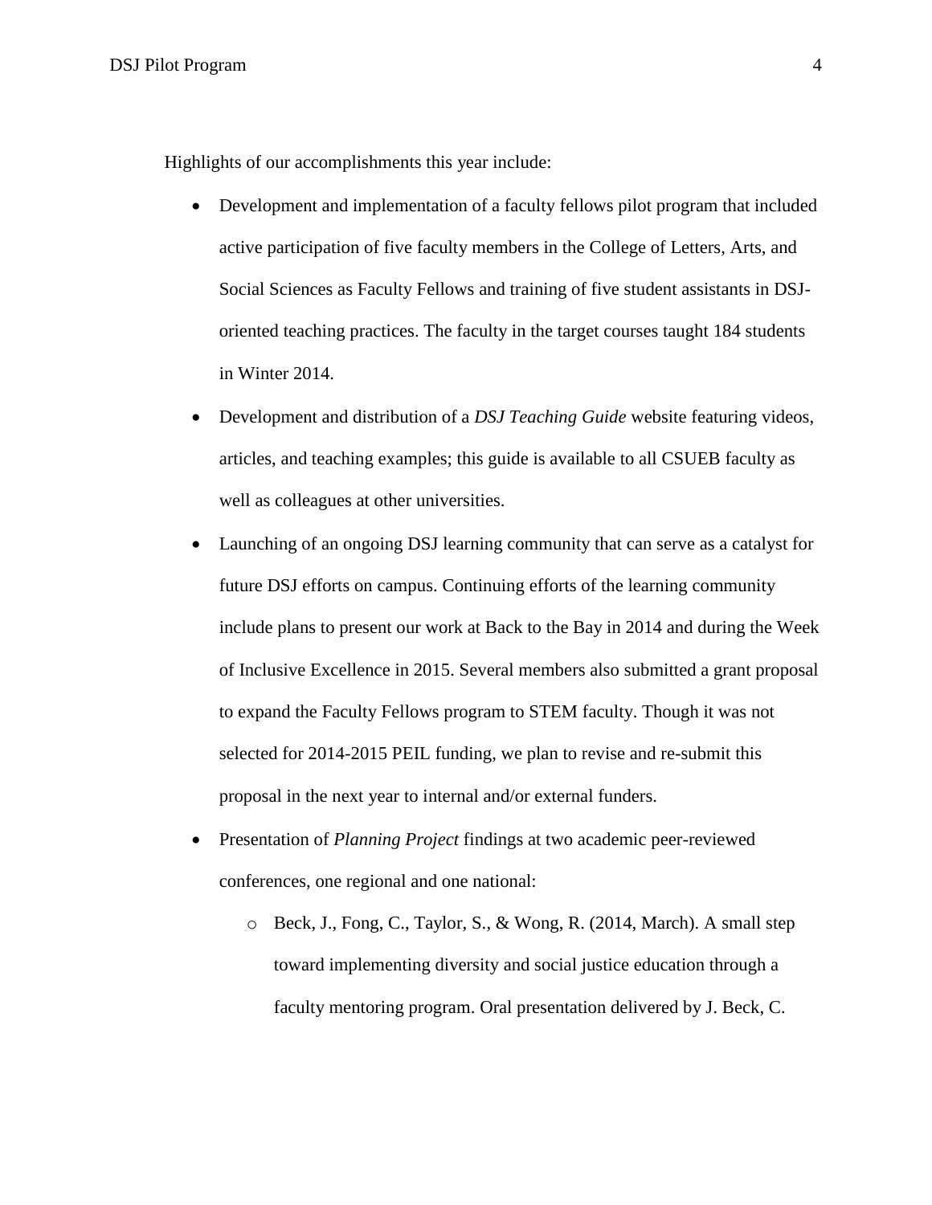Highlights of our accomplishments this year include:

- Development and implementation of a faculty fellows pilot program that included active participation of five faculty members in the College of Letters, Arts, and Social Sciences as Faculty Fellows and training of five student assistants in DSJ-oriented teaching practices. The faculty in the target courses taught 184 students in Winter 2014.
- Development and distribution of a *DSJ Teaching Guide* website featuring videos, articles, and teaching examples; this guide is available to all CSUEB faculty as well as colleagues at other universities.
- Launching of an ongoing DSJ learning community that can serve as a catalyst for future DSJ efforts on campus. Continuing efforts of the learning community include plans to present our work at Back to the Bay in 2014 and during the Week of Inclusive Excellence in 2015. Several members also submitted a grant proposal to expand the Faculty Fellows program to STEM faculty. Though it was not selected for 2014-2015 PEIL funding, we plan to revise and re-submit this proposal in the next year to internal and/or external funders.
- Presentation of *Planning Project* findings at two academic peer-reviewed conferences, one regional and one national:
  - Beck, J., Fong, C., Taylor, S., & Wong, R. (2014, March). A small step toward implementing diversity and social justice education through a faculty mentoring program. Oral presentation delivered by J. Beck, C.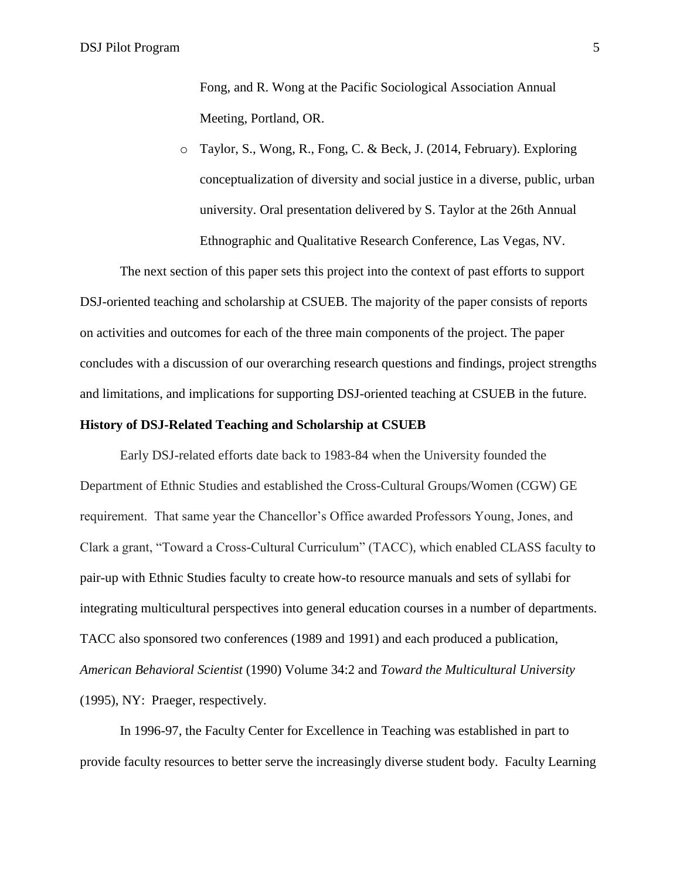Fong, and R. Wong at the Pacific Sociological Association Annual Meeting, Portland, OR.

- Taylor, S., Wong, R., Fong, C. & Beck, J. (2014, February). Exploring conceptualization of diversity and social justice in a diverse, public, urban university. Oral presentation delivered by S. Taylor at the 26th Annual Ethnographic and Qualitative Research Conference, Las Vegas, NV.

The next section of this paper sets this project into the context of past efforts to support DSJ-oriented teaching and scholarship at CSUEB. The majority of the paper consists of reports on activities and outcomes for each of the three main components of the project. The paper concludes with a discussion of our overarching research questions and findings, project strengths and limitations, and implications for supporting DSJ-oriented teaching at CSUEB in the future.

**History of DSJ-Related Teaching and Scholarship at CSUEB**

Early DSJ-related efforts date back to 1983-84 when the University founded the Department of Ethnic Studies and established the Cross-Cultural Groups/Women (CGW) GE requirement. That same year the Chancellor's Office awarded Professors Young, Jones, and Clark a grant, "Toward a Cross-Cultural Curriculum" (TACC), which enabled CLASS faculty to pair-up with Ethnic Studies faculty to create how-to resource manuals and sets of syllabi for integrating multicultural perspectives into general education courses in a number of departments. TACC also sponsored two conferences (1989 and 1991) and each produced a publication, *American Behavioral Scientist* (1990) Volume 34:2 and *Toward the Multicultural University* (1995), NY: Praeger, respectively.

In 1996-97, the Faculty Center for Excellence in Teaching was established in part to provide faculty resources to better serve the increasingly diverse student body. Faculty Learning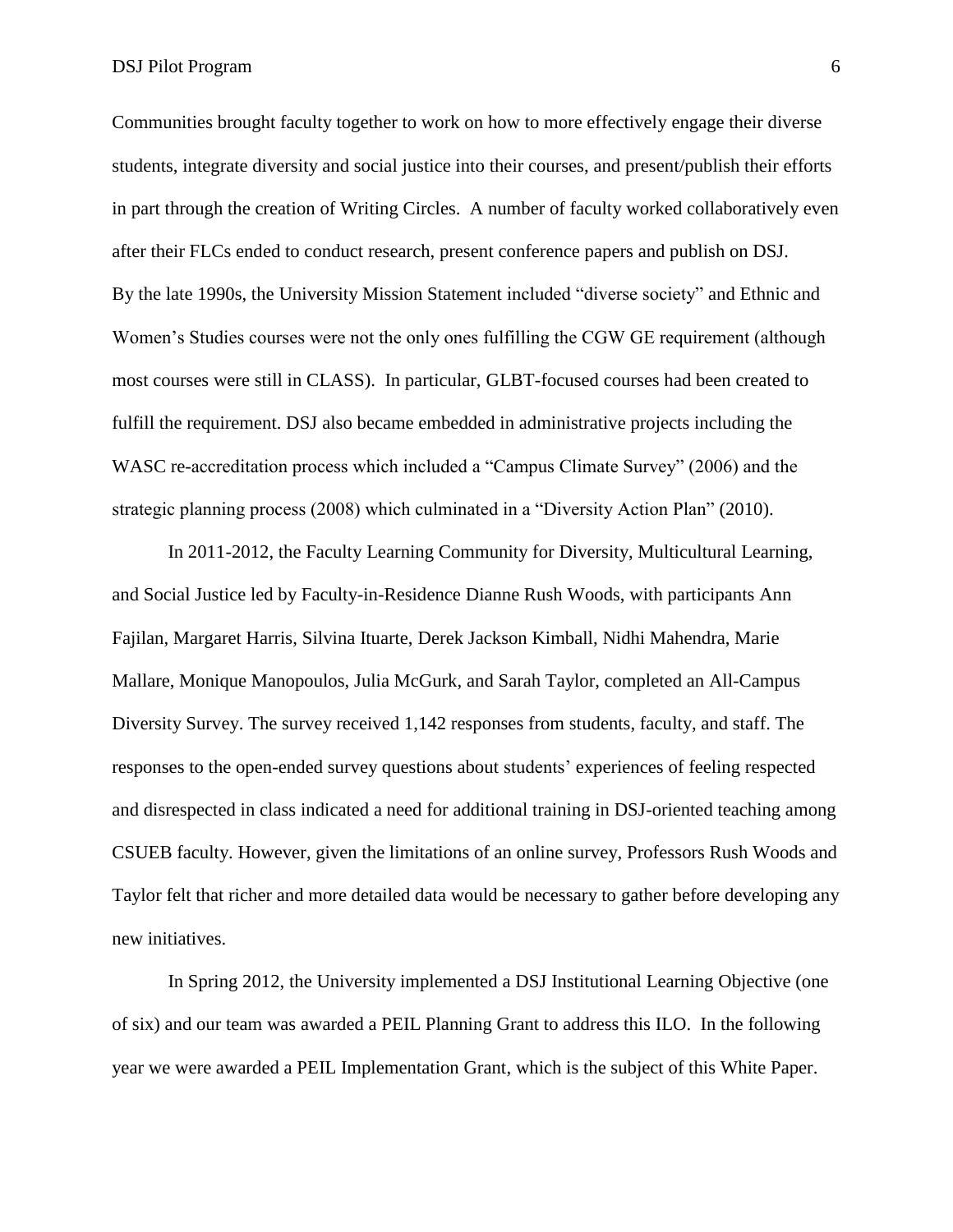Communities brought faculty together to work on how to more effectively engage their diverse students, integrate diversity and social justice into their courses, and present/publish their efforts in part through the creation of Writing Circles.  A number of faculty worked collaboratively even after their FLCs ended to conduct research, present conference papers and publish on DSJ. By the late 1990s, the University Mission Statement included "diverse society" and Ethnic and Women's Studies courses were not the only ones fulfilling the CGW GE requirement (although most courses were still in CLASS).  In particular, GLBT-focused courses had been created to fulfill the requirement. DSJ also became embedded in administrative projects including the WASC re-accreditation process which included a "Campus Climate Survey" (2006) and the strategic planning process (2008) which culminated in a "Diversity Action Plan" (2010).

In 2011-2012, the Faculty Learning Community for Diversity, Multicultural Learning, and Social Justice led by Faculty-in-Residence Dianne Rush Woods, with participants Ann Fajilan, Margaret Harris, Silvina Ituarte, Derek Jackson Kimball, Nidhi Mahendra, Marie Mallare, Monique Manopoulos, Julia McGurk, and Sarah Taylor, completed an All-Campus Diversity Survey. The survey received 1,142 responses from students, faculty, and staff. The responses to the open-ended survey questions about students' experiences of feeling respected and disrespected in class indicated a need for additional training in DSJ-oriented teaching among CSUEB faculty. However, given the limitations of an online survey, Professors Rush Woods and Taylor felt that richer and more detailed data would be necessary to gather before developing any new initiatives.

In Spring 2012, the University implemented a DSJ Institutional Learning Objective (one of six) and our team was awarded a PEIL Planning Grant to address this ILO.  In the following year we were awarded a PEIL Implementation Grant, which is the subject of this White Paper.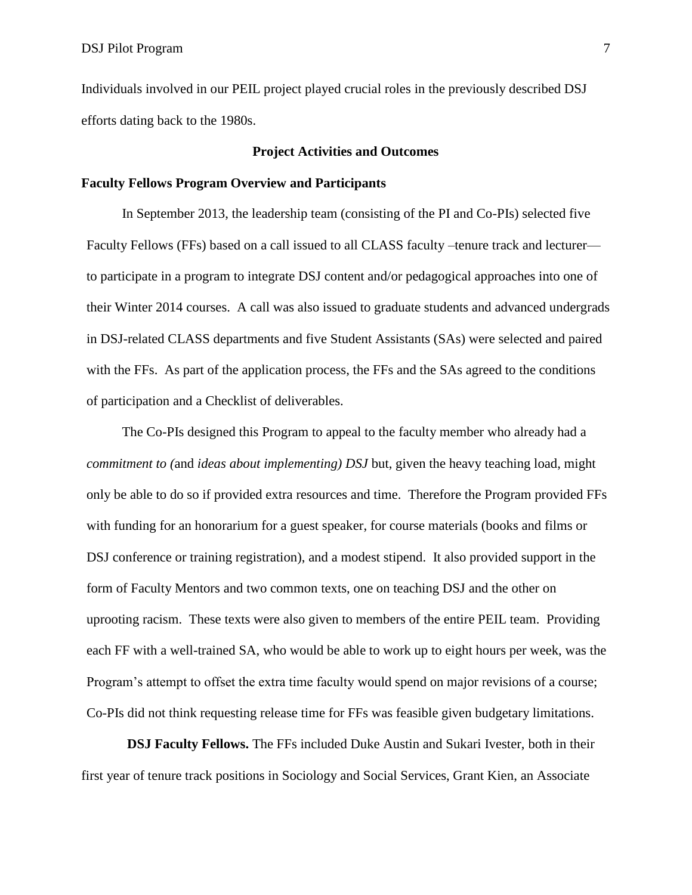Individuals involved in our PEIL project played crucial roles in the previously described DSJ efforts dating back to the 1980s.

## Project Activities and Outcomes

### Faculty Fellows Program Overview and Participants

In September 2013, the leadership team (consisting of the PI and Co-PIs) selected five Faculty Fellows (FFs) based on a call issued to all CLASS faculty –tenure track and lecturer— to participate in a program to integrate DSJ content and/or pedagogical approaches into one of their Winter 2014 courses. A call was also issued to graduate students and advanced undergrads in DSJ-related CLASS departments and five Student Assistants (SAs) were selected and paired with the FFs. As part of the application process, the FFs and the SAs agreed to the conditions of participation and a Checklist of deliverables.

The Co-PIs designed this Program to appeal to the faculty member who already had a *commitment to (*and *ideas about implementing) DSJ* but, given the heavy teaching load, might only be able to do so if provided extra resources and time. Therefore the Program provided FFs with funding for an honorarium for a guest speaker, for course materials (books and films or DSJ conference or training registration), and a modest stipend. It also provided support in the form of Faculty Mentors and two common texts, one on teaching DSJ and the other on uprooting racism. These texts were also given to members of the entire PEIL team. Providing each FF with a well-trained SA, who would be able to work up to eight hours per week, was the Program's attempt to offset the extra time faculty would spend on major revisions of a course; Co-PIs did not think requesting release time for FFs was feasible given budgetary limitations.

**DSJ Faculty Fellows.** The FFs included Duke Austin and Sukari Ivester, both in their first year of tenure track positions in Sociology and Social Services, Grant Kien, an Associate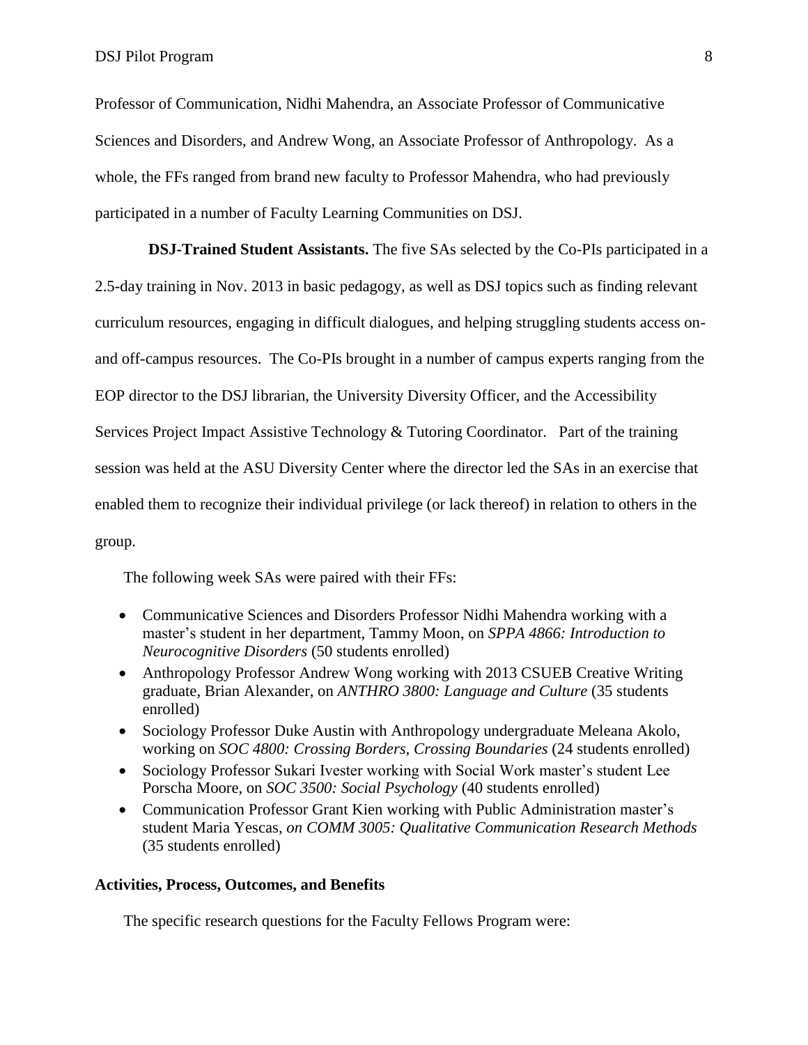Professor of Communication, Nidhi Mahendra, an Associate Professor of Communicative Sciences and Disorders, and Andrew Wong, an Associate Professor of Anthropology. As a whole, the FFs ranged from brand new faculty to Professor Mahendra, who had previously participated in a number of Faculty Learning Communities on DSJ.

**DSJ-Trained Student Assistants.** The five SAs selected by the Co-PIs participated in a 2.5-day training in Nov. 2013 in basic pedagogy, as well as DSJ topics such as finding relevant curriculum resources, engaging in difficult dialogues, and helping struggling students access on- and off-campus resources. The Co-PIs brought in a number of campus experts ranging from the EOP director to the DSJ librarian, the University Diversity Officer, and the Accessibility Services Project Impact Assistive Technology & Tutoring Coordinator. Part of the training session was held at the ASU Diversity Center where the director led the SAs in an exercise that enabled them to recognize their individual privilege (or lack thereof) in relation to others in the group.

The following week SAs were paired with their FFs:

- Communicative Sciences and Disorders Professor Nidhi Mahendra working with a master's student in her department, Tammy Moon, on *SPPA 4866: Introduction to Neurocognitive Disorders* (50 students enrolled)
- Anthropology Professor Andrew Wong working with 2013 CSUEB Creative Writing graduate, Brian Alexander, on *ANTHRO 3800: Language and Culture* (35 students enrolled)
- Sociology Professor Duke Austin with Anthropology undergraduate Meleana Akolo, working on *SOC 4800: Crossing Borders, Crossing Boundaries* (24 students enrolled)
- Sociology Professor Sukari Ivester working with Social Work master's student Lee Porscha Moore, on *SOC 3500: Social Psychology* (40 students enrolled)
- Communication Professor Grant Kien working with Public Administration master's student Maria Yescas, *on COMM 3005: Qualitative Communication Research Methods* (35 students enrolled)

**Activities, Process, Outcomes, and Benefits**

The specific research questions for the Faculty Fellows Program were: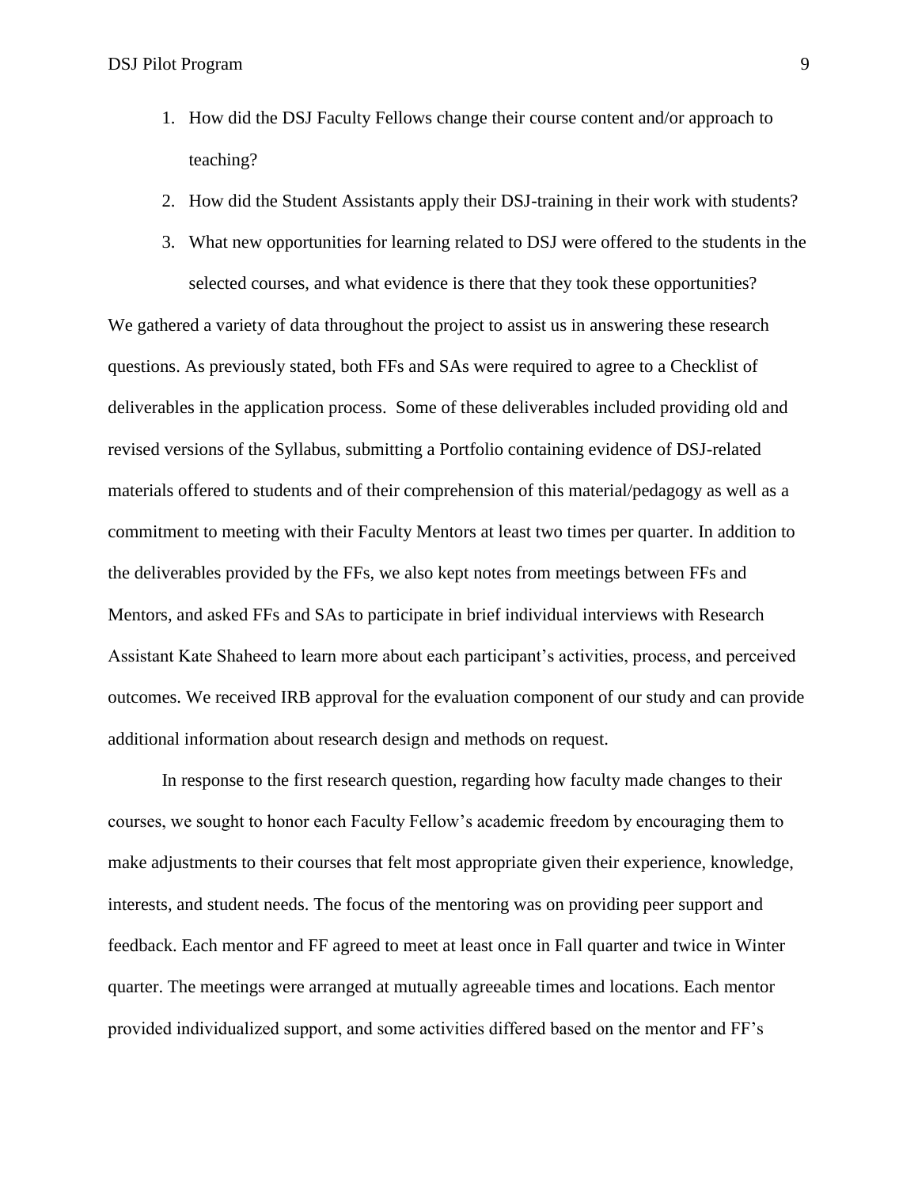1. How did the DSJ Faculty Fellows change their course content and/or approach to teaching?
2. How did the Student Assistants apply their DSJ-training in their work with students?
3. What new opportunities for learning related to DSJ were offered to the students in the selected courses, and what evidence is there that they took these opportunities?

We gathered a variety of data throughout the project to assist us in answering these research questions. As previously stated, both FFs and SAs were required to agree to a Checklist of deliverables in the application process. Some of these deliverables included providing old and revised versions of the Syllabus, submitting a Portfolio containing evidence of DSJ-related materials offered to students and of their comprehension of this material/pedagogy as well as a commitment to meeting with their Faculty Mentors at least two times per quarter. In addition to the deliverables provided by the FFs, we also kept notes from meetings between FFs and Mentors, and asked FFs and SAs to participate in brief individual interviews with Research Assistant Kate Shaheed to learn more about each participant's activities, process, and perceived outcomes. We received IRB approval for the evaluation component of our study and can provide additional information about research design and methods on request.

In response to the first research question, regarding how faculty made changes to their courses, we sought to honor each Faculty Fellow's academic freedom by encouraging them to make adjustments to their courses that felt most appropriate given their experience, knowledge, interests, and student needs. The focus of the mentoring was on providing peer support and feedback. Each mentor and FF agreed to meet at least once in Fall quarter and twice in Winter quarter. The meetings were arranged at mutually agreeable times and locations. Each mentor provided individualized support, and some activities differed based on the mentor and FF's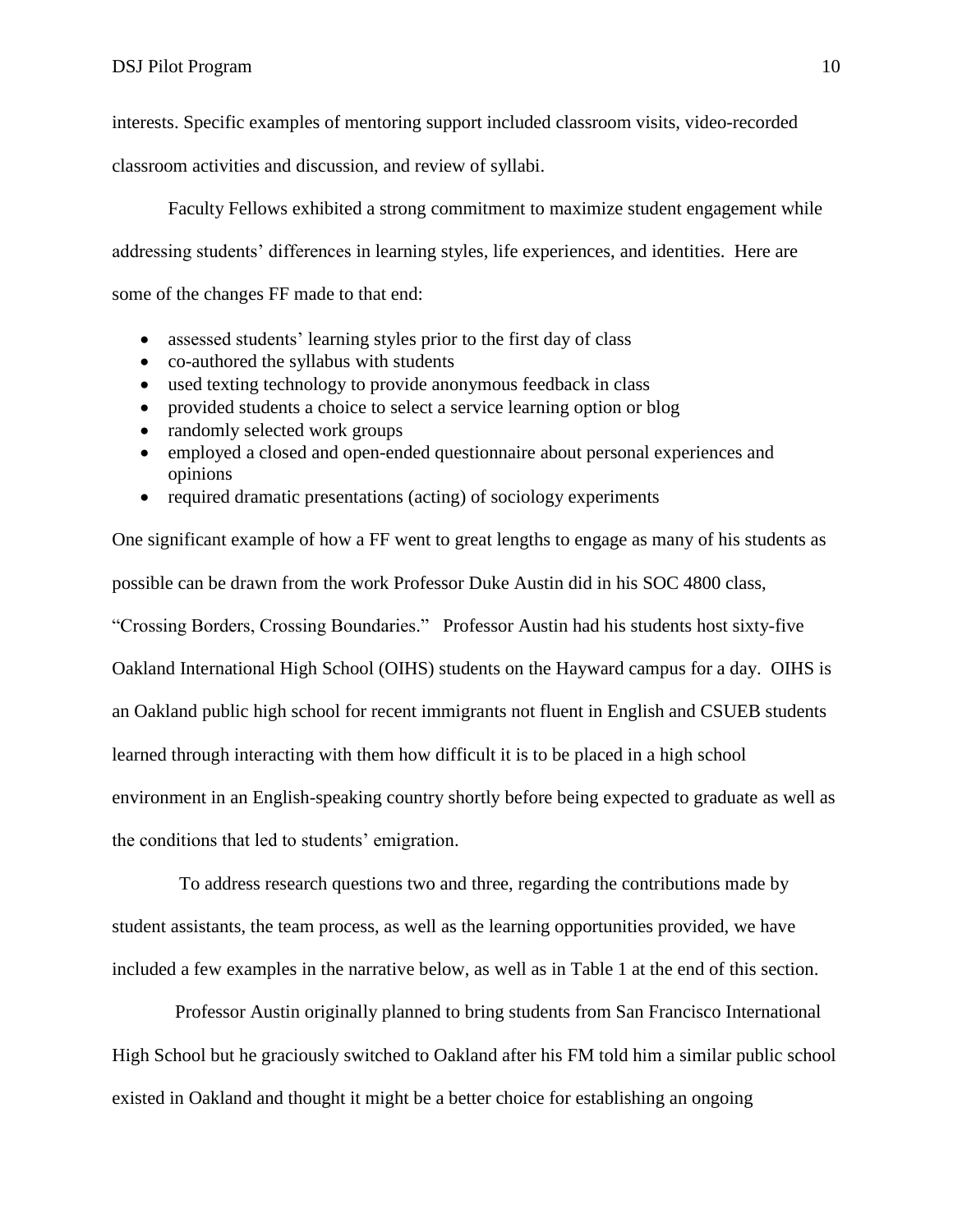interests. Specific examples of mentoring support included classroom visits, video-recorded classroom activities and discussion, and review of syllabi.

Faculty Fellows exhibited a strong commitment to maximize student engagement while addressing students' differences in learning styles, life experiences, and identities. Here are some of the changes FF made to that end:

- assessed students' learning styles prior to the first day of class
- co-authored the syllabus with students
- used texting technology to provide anonymous feedback in class
- provided students a choice to select a service learning option or blog
- randomly selected work groups
- employed a closed and open-ended questionnaire about personal experiences and opinions
- required dramatic presentations (acting) of sociology experiments

One significant example of how a FF went to great lengths to engage as many of his students as possible can be drawn from the work Professor Duke Austin did in his SOC 4800 class, "Crossing Borders, Crossing Boundaries." Professor Austin had his students host sixty-five Oakland International High School (OIHS) students on the Hayward campus for a day. OIHS is an Oakland public high school for recent immigrants not fluent in English and CSUEB students learned through interacting with them how difficult it is to be placed in a high school environment in an English-speaking country shortly before being expected to graduate as well as the conditions that led to students' emigration.

To address research questions two and three, regarding the contributions made by student assistants, the team process, as well as the learning opportunities provided, we have included a few examples in the narrative below, as well as in Table 1 at the end of this section.

Professor Austin originally planned to bring students from San Francisco International High School but he graciously switched to Oakland after his FM told him a similar public school existed in Oakland and thought it might be a better choice for establishing an ongoing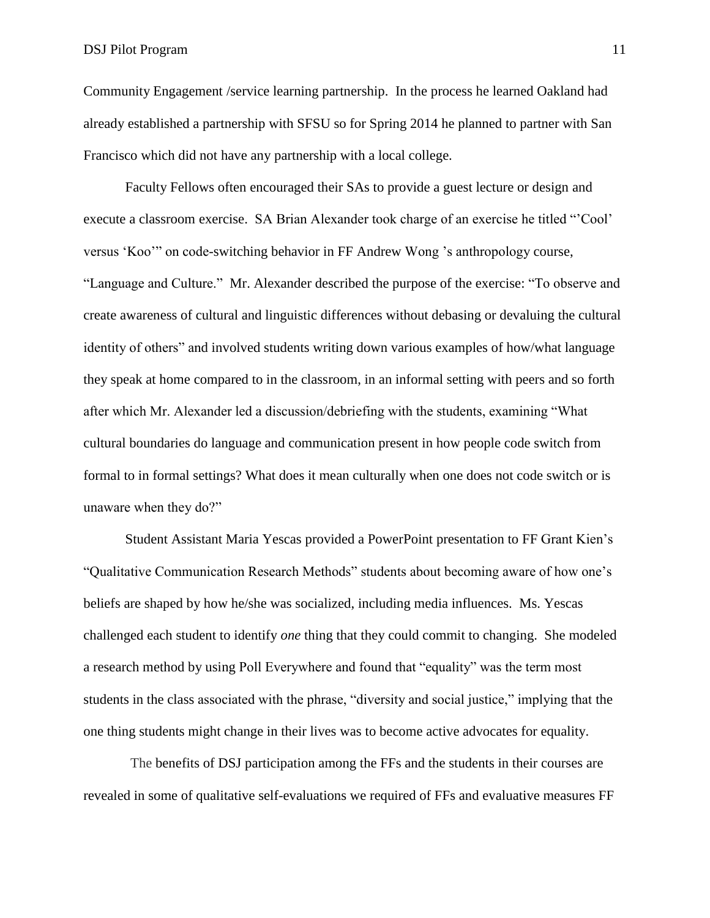Community Engagement /service learning partnership. In the process he learned Oakland had already established a partnership with SFSU so for Spring 2014 he planned to partner with San Francisco which did not have any partnership with a local college.

Faculty Fellows often encouraged their SAs to provide a guest lecture or design and execute a classroom exercise. SA Brian Alexander took charge of an exercise he titled "'Cool' versus 'Koo'" on code-switching behavior in FF Andrew Wong 's anthropology course, "Language and Culture." Mr. Alexander described the purpose of the exercise: "To observe and create awareness of cultural and linguistic differences without debasing or devaluing the cultural identity of others" and involved students writing down various examples of how/what language they speak at home compared to in the classroom, in an informal setting with peers and so forth after which Mr. Alexander led a discussion/debriefing with the students, examining "What cultural boundaries do language and communication present in how people code switch from formal to in formal settings? What does it mean culturally when one does not code switch or is unaware when they do?"

Student Assistant Maria Yescas provided a PowerPoint presentation to FF Grant Kien's "Qualitative Communication Research Methods" students about becoming aware of how one's beliefs are shaped by how he/she was socialized, including media influences. Ms. Yescas challenged each student to identify *one* thing that they could commit to changing. She modeled a research method by using Poll Everywhere and found that "equality" was the term most students in the class associated with the phrase, "diversity and social justice," implying that the one thing students might change in their lives was to become active advocates for equality.

The benefits of DSJ participation among the FFs and the students in their courses are revealed in some of qualitative self-evaluations we required of FFs and evaluative measures FF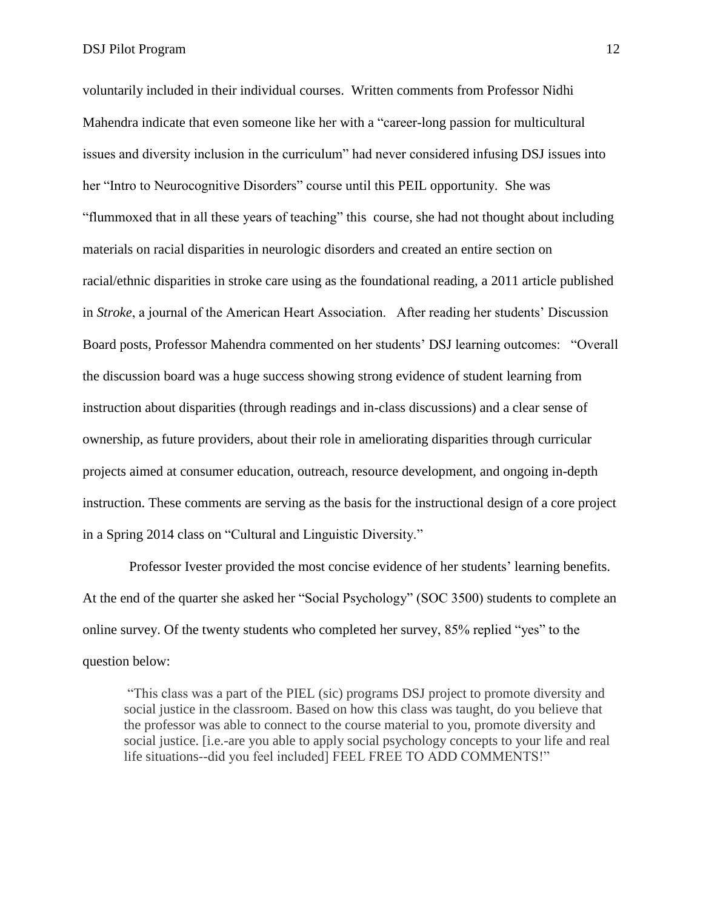voluntarily included in their individual courses. Written comments from Professor Nidhi Mahendra indicate that even someone like her with a "career-long passion for multicultural issues and diversity inclusion in the curriculum" had never considered infusing DSJ issues into her "Intro to Neurocognitive Disorders" course until this PEIL opportunity. She was "flummoxed that in all these years of teaching" this course, she had not thought about including materials on racial disparities in neurologic disorders and created an entire section on racial/ethnic disparities in stroke care using as the foundational reading, a 2011 article published in *Stroke*, a journal of the American Heart Association. After reading her students' Discussion Board posts, Professor Mahendra commented on her students' DSJ learning outcomes: "Overall the discussion board was a huge success showing strong evidence of student learning from instruction about disparities (through readings and in-class discussions) and a clear sense of ownership, as future providers, about their role in ameliorating disparities through curricular projects aimed at consumer education, outreach, resource development, and ongoing in-depth instruction. These comments are serving as the basis for the instructional design of a core project in a Spring 2014 class on "Cultural and Linguistic Diversity."

Professor Ivester provided the most concise evidence of her students' learning benefits. At the end of the quarter she asked her "Social Psychology" (SOC 3500) students to complete an online survey. Of the twenty students who completed her survey, 85% replied "yes" to the question below:

> "This class was a part of the PIEL (sic) programs DSJ project to promote diversity and social justice in the classroom. Based on how this class was taught, do you believe that the professor was able to connect to the course material to you, promote diversity and social justice. [i.e.-are you able to apply social psychology concepts to your life and real life situations--did you feel included] FEEL FREE TO ADD COMMENTS!"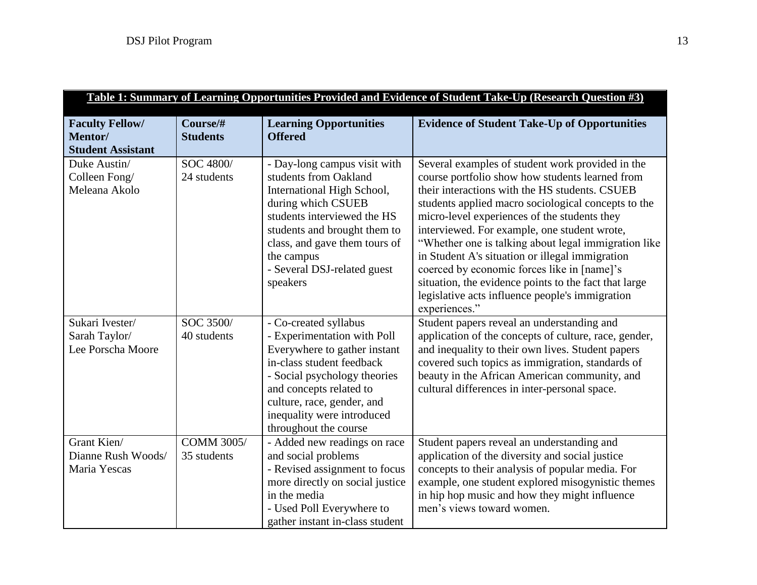**Table 1: Summary of Learning Opportunities Provided and Evidence of Student Take-Up (Research Question #3)**

| Faculty Fellow/ Mentor/ Student Assistant | Course/# Students | Learning Opportunities Offered | Evidence of Student Take-Up of Opportunities |
|---|---|---|---|
| Duke Austin/ Colleen Fong/ Meleana Akolo | SOC 4800/ 24 students | - Day-long campus visit with students from Oakland International High School, during which CSUEB students interviewed the HS students and brought them to class, and gave them tours of the campus<br>- Several DSJ-related guest speakers | Several examples of student work provided in the course portfolio show how students learned from their interactions with the HS students. CSUEB students applied macro sociological concepts to the micro-level experiences of the students they interviewed. For example, one student wrote, "Whether one is talking about legal immigration like in Student A's situation or illegal immigration coerced by economic forces like in [name]'s situation, the evidence points to the fact that large legislative acts influence people's immigration experiences." |
| Sukari Ivester/ Sarah Taylor/ Lee Porscha Moore | SOC 3500/ 40 students | - Co-created syllabus<br>- Experimentation with Poll Everywhere to gather instant in-class student feedback<br>- Social psychology theories and concepts related to culture, race, gender, and inequality were introduced throughout the course | Student papers reveal an understanding and application of the concepts of culture, race, gender, and inequality to their own lives. Student papers covered such topics as immigration, standards of beauty in the African American community, and cultural differences in inter-personal space. |
| Grant Kien/ Dianne Rush Woods/ Maria Yescas | COMM 3005/ 35 students | - Added new readings on race and social problems<br>- Revised assignment to focus more directly on social justice in the media<br>- Used Poll Everywhere to gather instant in-class student | Student papers reveal an understanding and application of the diversity and social justice concepts to their analysis of popular media. For example, one student explored misogynistic themes in hip hop music and how they might influence men's views toward women. |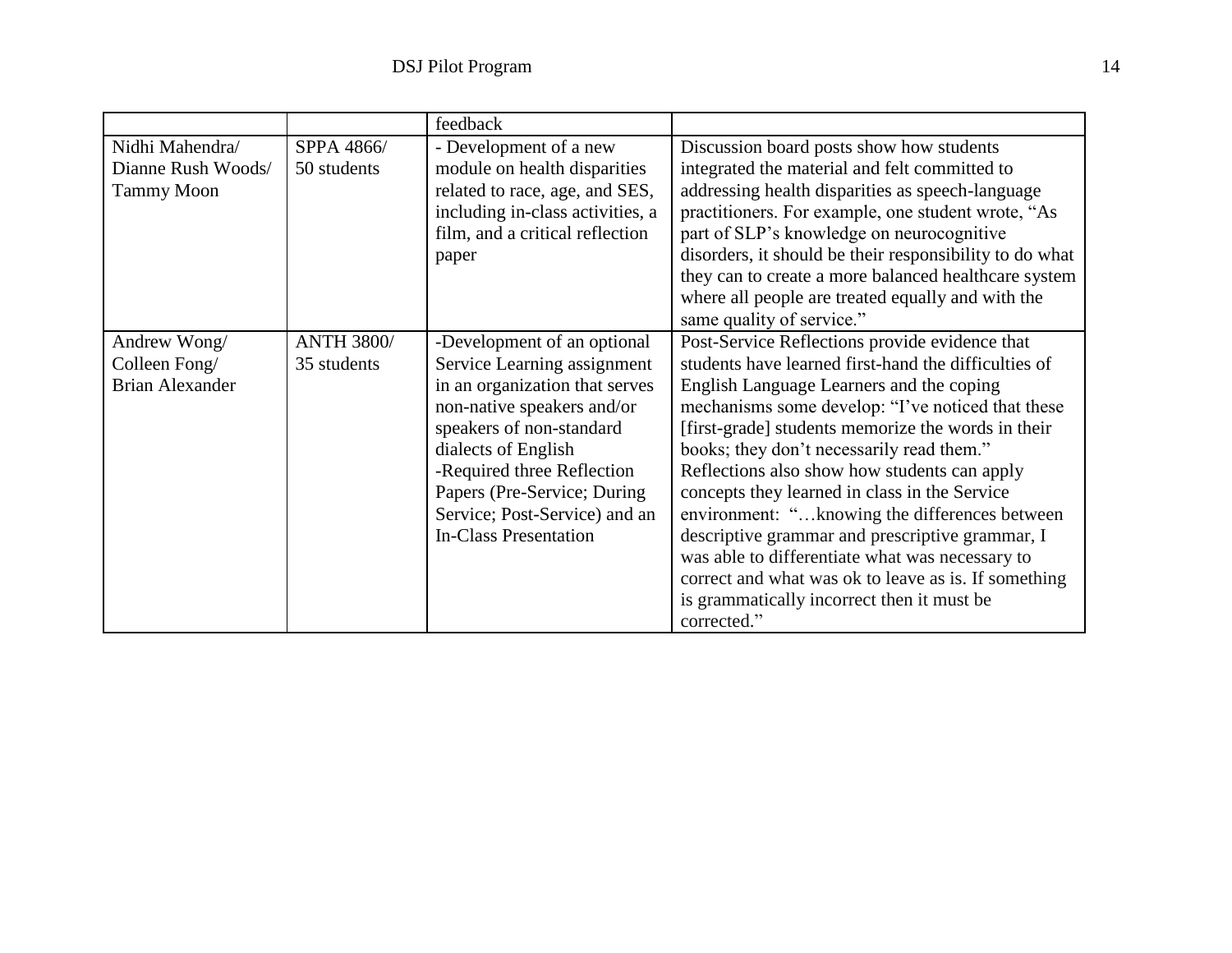| | | feedback | |
|---|---|---|---|
| Nidhi Mahendra/ Dianne Rush Woods/ Tammy Moon | SPPA 4866/ 50 students | - Development of a new module on health disparities related to race, age, and SES, including in-class activities, a film, and a critical reflection paper | Discussion board posts show how students integrated the material and felt committed to addressing health disparities as speech-language practitioners. For example, one student wrote, "As part of SLP's knowledge on neurocognitive disorders, it should be their responsibility to do what they can to create a more balanced healthcare system where all people are treated equally and with the same quality of service." |
| Andrew Wong/ Colleen Fong/ Brian Alexander | ANTH 3800/ 35 students | -Development of an optional Service Learning assignment in an organization that serves non-native speakers and/or speakers of non-standard dialects of English<br>-Required three Reflection Papers (Pre-Service; During Service; Post-Service) and an In-Class Presentation | Post-Service Reflections provide evidence that students have learned first-hand the difficulties of English Language Learners and the coping mechanisms some develop: "I've noticed that these [first-grade] students memorize the words in their books; they don't necessarily read them." Reflections also show how students can apply concepts they learned in class in the Service environment: "…knowing the differences between descriptive grammar and prescriptive grammar, I was able to differentiate what was necessary to correct and what was ok to leave as is. If something is grammatically incorrect then it must be corrected." |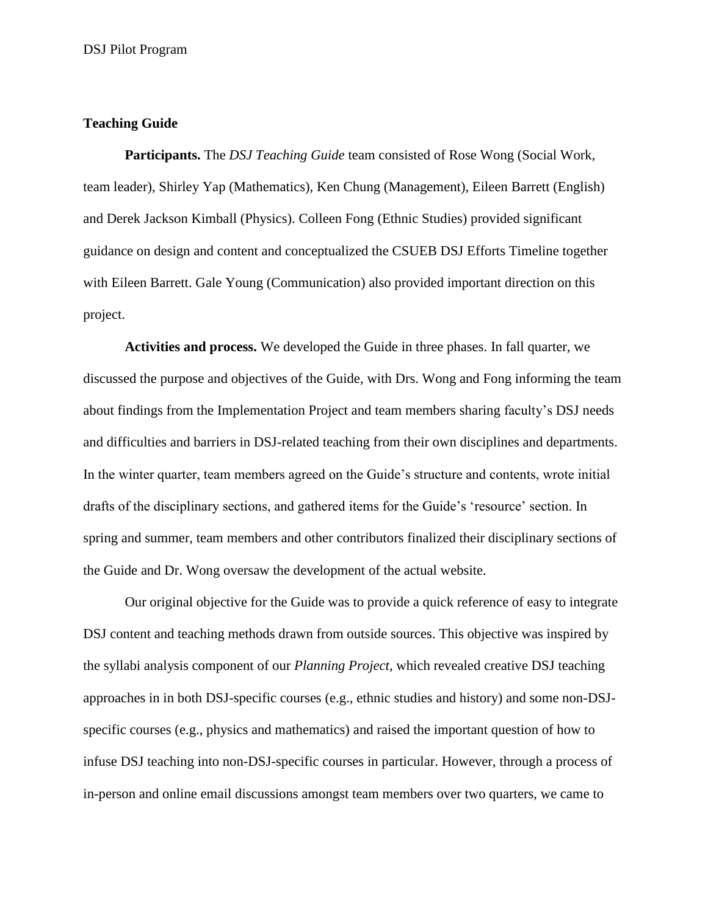### Teaching Guide

**Participants.** The *DSJ Teaching Guide* team consisted of Rose Wong (Social Work, team leader), Shirley Yap (Mathematics), Ken Chung (Management), Eileen Barrett (English) and Derek Jackson Kimball (Physics). Colleen Fong (Ethnic Studies) provided significant guidance on design and content and conceptualized the CSUEB DSJ Efforts Timeline together with Eileen Barrett. Gale Young (Communication) also provided important direction on this project.

**Activities and process.** We developed the Guide in three phases. In fall quarter, we discussed the purpose and objectives of the Guide, with Drs. Wong and Fong informing the team about findings from the Implementation Project and team members sharing faculty's DSJ needs and difficulties and barriers in DSJ-related teaching from their own disciplines and departments. In the winter quarter, team members agreed on the Guide's structure and contents, wrote initial drafts of the disciplinary sections, and gathered items for the Guide's 'resource' section. In spring and summer, team members and other contributors finalized their disciplinary sections of the Guide and Dr. Wong oversaw the development of the actual website.

Our original objective for the Guide was to provide a quick reference of easy to integrate DSJ content and teaching methods drawn from outside sources. This objective was inspired by the syllabi analysis component of our *Planning Project*, which revealed creative DSJ teaching approaches in in both DSJ-specific courses (e.g., ethnic studies and history) and some non-DSJ-specific courses (e.g., physics and mathematics) and raised the important question of how to infuse DSJ teaching into non-DSJ-specific courses in particular. However, through a process of in-person and online email discussions amongst team members over two quarters, we came to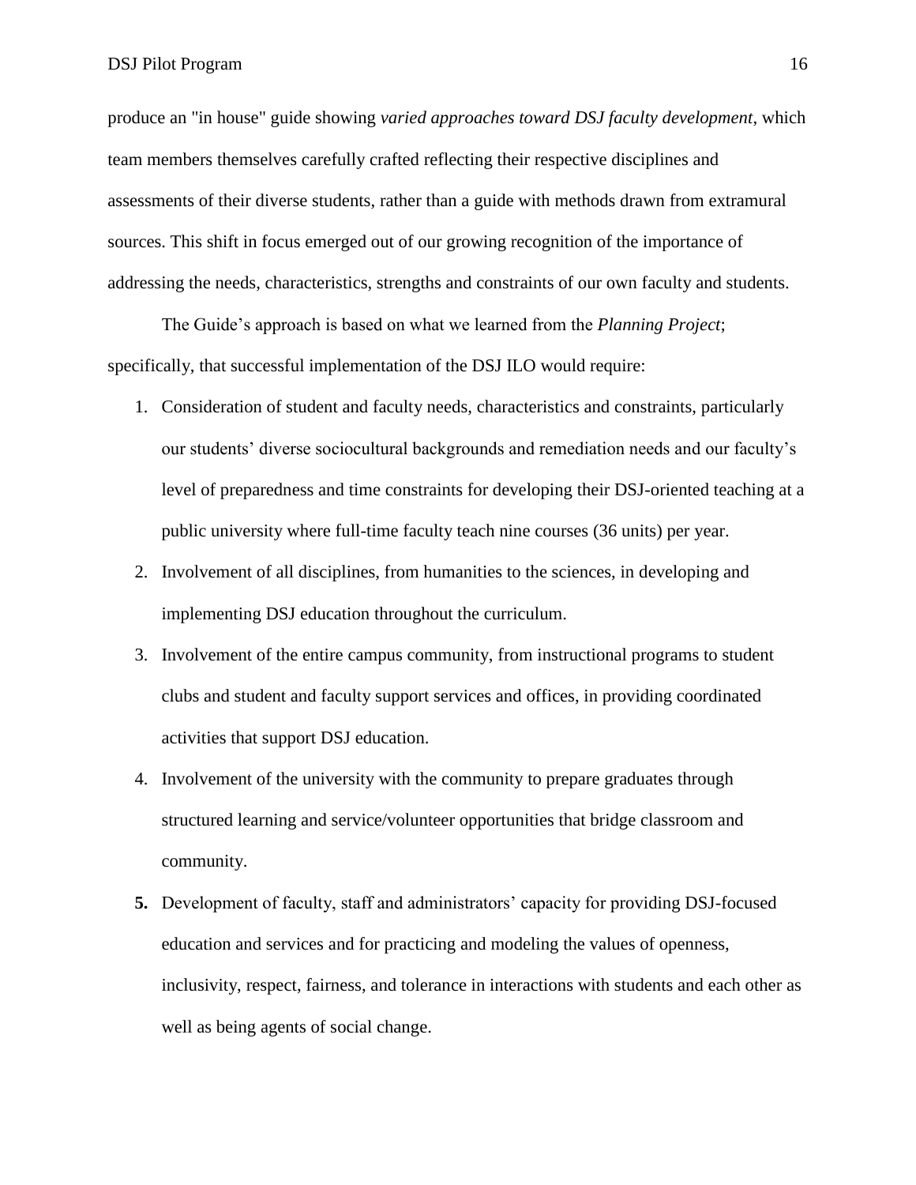produce an "in house" guide showing *varied approaches toward DSJ faculty development*, which team members themselves carefully crafted reflecting their respective disciplines and assessments of their diverse students, rather than a guide with methods drawn from extramural sources. This shift in focus emerged out of our growing recognition of the importance of addressing the needs, characteristics, strengths and constraints of our own faculty and students.

The Guide's approach is based on what we learned from the *Planning Project*; specifically, that successful implementation of the DSJ ILO would require:

1. Consideration of student and faculty needs, characteristics and constraints, particularly our students' diverse sociocultural backgrounds and remediation needs and our faculty's level of preparedness and time constraints for developing their DSJ-oriented teaching at a public university where full-time faculty teach nine courses (36 units) per year.
2. Involvement of all disciplines, from humanities to the sciences, in developing and implementing DSJ education throughout the curriculum.
3. Involvement of the entire campus community, from instructional programs to student clubs and student and faculty support services and offices, in providing coordinated activities that support DSJ education.
4. Involvement of the university with the community to prepare graduates through structured learning and service/volunteer opportunities that bridge classroom and community.
5. Development of faculty, staff and administrators' capacity for providing DSJ-focused education and services and for practicing and modeling the values of openness, inclusivity, respect, fairness, and tolerance in interactions with students and each other as well as being agents of social change.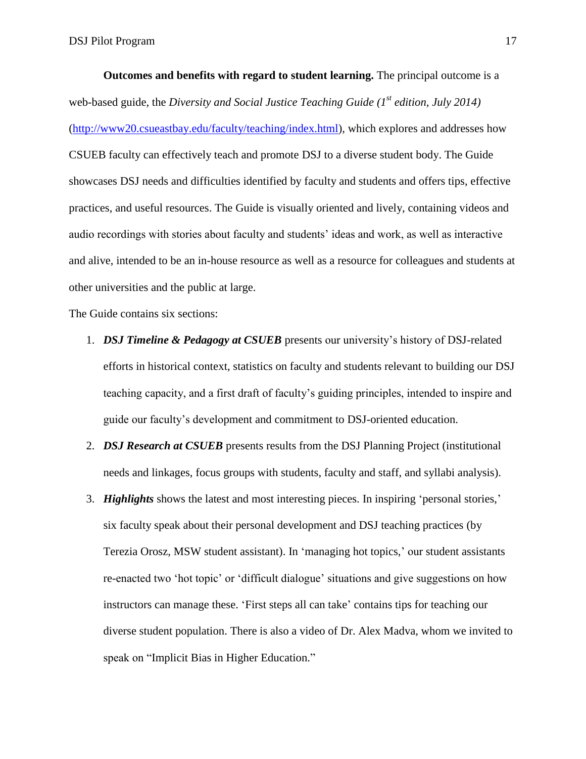**Outcomes and benefits with regard to student learning.** The principal outcome is a web-based guide, the *Diversity and Social Justice Teaching Guide (1st edition, July 2014)* (http://www20.csueastbay.edu/faculty/teaching/index.html), which explores and addresses how CSUEB faculty can effectively teach and promote DSJ to a diverse student body. The Guide showcases DSJ needs and difficulties identified by faculty and students and offers tips, effective practices, and useful resources. The Guide is visually oriented and lively, containing videos and audio recordings with stories about faculty and students' ideas and work, as well as interactive and alive, intended to be an in-house resource as well as a resource for colleagues and students at other universities and the public at large.

The Guide contains six sections:

1. ***DSJ Timeline & Pedagogy at CSUEB*** presents our university's history of DSJ-related efforts in historical context, statistics on faculty and students relevant to building our DSJ teaching capacity, and a first draft of faculty's guiding principles, intended to inspire and guide our faculty's development and commitment to DSJ-oriented education.
2. ***DSJ Research at CSUEB*** presents results from the DSJ Planning Project (institutional needs and linkages, focus groups with students, faculty and staff, and syllabi analysis).
3. ***Highlights*** shows the latest and most interesting pieces. In inspiring 'personal stories,' six faculty speak about their personal development and DSJ teaching practices (by Terezia Orosz, MSW student assistant). In 'managing hot topics,' our student assistants re-enacted two 'hot topic' or 'difficult dialogue' situations and give suggestions on how instructors can manage these. 'First steps all can take' contains tips for teaching our diverse student population. There is also a video of Dr. Alex Madva, whom we invited to speak on "Implicit Bias in Higher Education."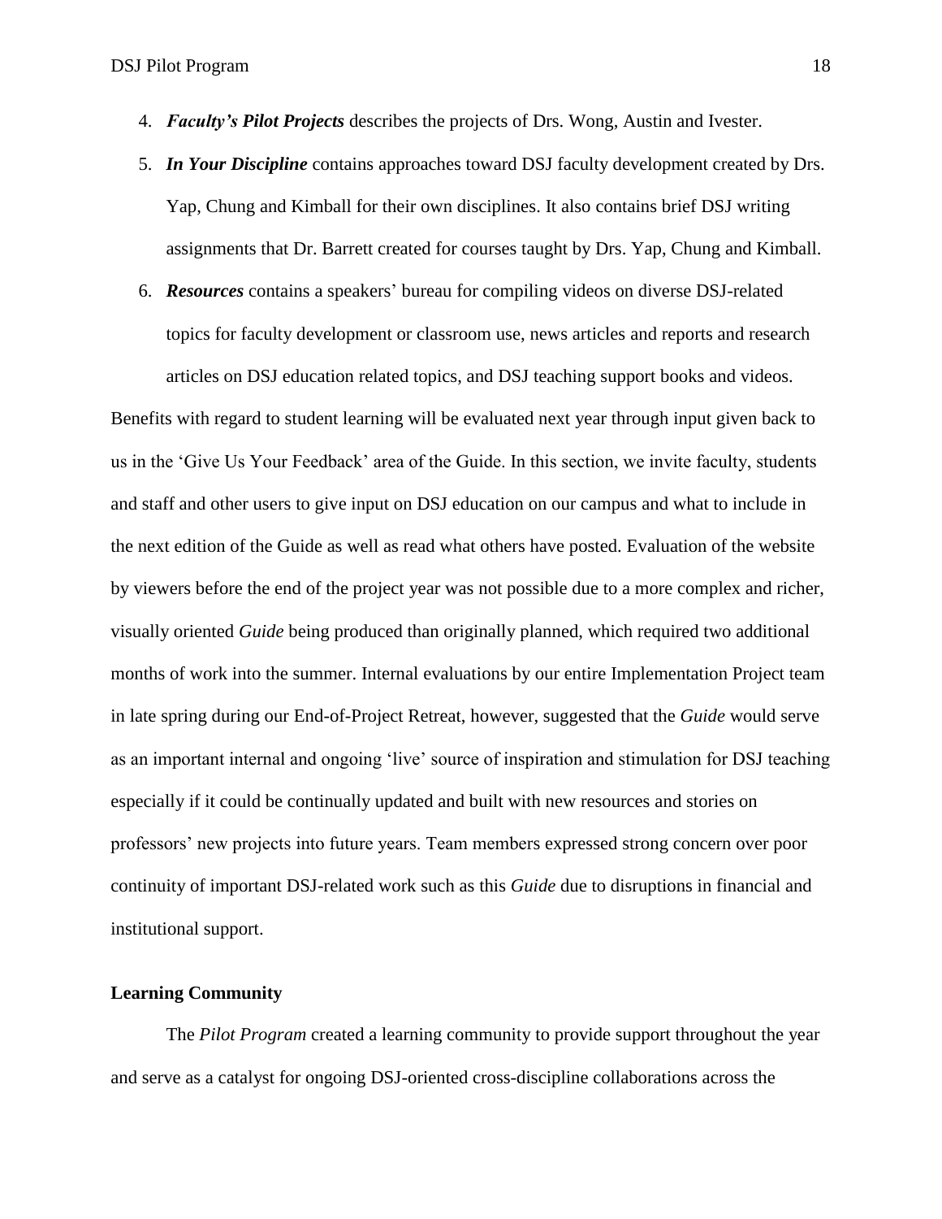4. ***Faculty's Pilot Projects*** describes the projects of Drs. Wong, Austin and Ivester.
5. ***In Your Discipline*** contains approaches toward DSJ faculty development created by Drs. Yap, Chung and Kimball for their own disciplines. It also contains brief DSJ writing assignments that Dr. Barrett created for courses taught by Drs. Yap, Chung and Kimball.
6. ***Resources*** contains a speakers' bureau for compiling videos on diverse DSJ-related topics for faculty development or classroom use, news articles and reports and research articles on DSJ education related topics, and DSJ teaching support books and videos.

Benefits with regard to student learning will be evaluated next year through input given back to us in the 'Give Us Your Feedback' area of the Guide. In this section, we invite faculty, students and staff and other users to give input on DSJ education on our campus and what to include in the next edition of the Guide as well as read what others have posted. Evaluation of the website by viewers before the end of the project year was not possible due to a more complex and richer, visually oriented *Guide* being produced than originally planned, which required two additional months of work into the summer. Internal evaluations by our entire Implementation Project team in late spring during our End-of-Project Retreat, however, suggested that the *Guide* would serve as an important internal and ongoing 'live' source of inspiration and stimulation for DSJ teaching especially if it could be continually updated and built with new resources and stories on professors' new projects into future years. Team members expressed strong concern over poor continuity of important DSJ-related work such as this *Guide* due to disruptions in financial and institutional support.

## Learning Community

The *Pilot Program* created a learning community to provide support throughout the year and serve as a catalyst for ongoing DSJ-oriented cross-discipline collaborations across the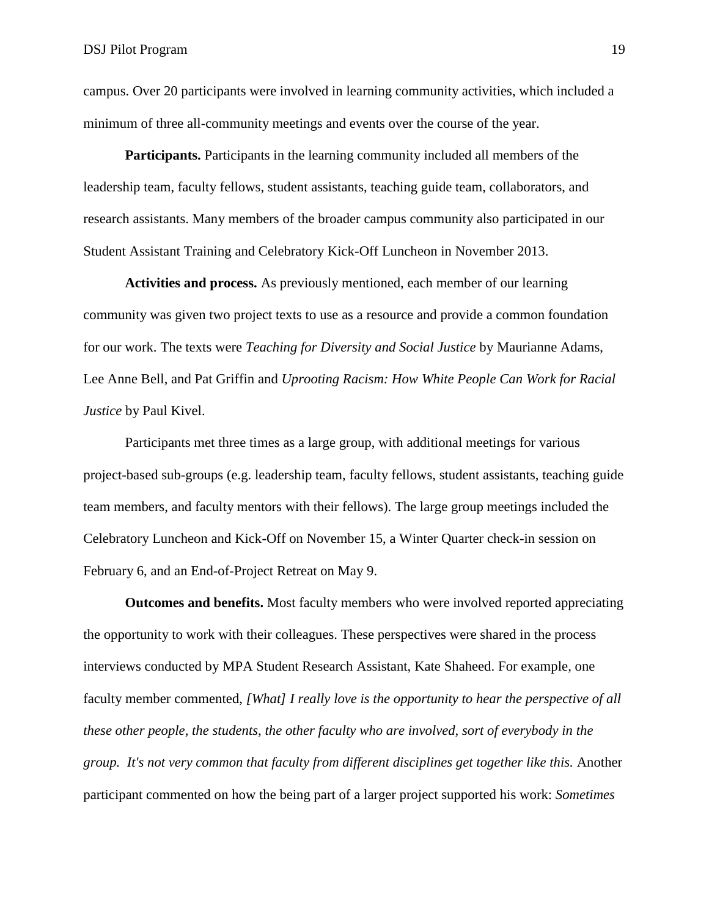campus. Over 20 participants were involved in learning community activities, which included a minimum of three all-community meetings and events over the course of the year.

**Participants.** Participants in the learning community included all members of the leadership team, faculty fellows, student assistants, teaching guide team, collaborators, and research assistants. Many members of the broader campus community also participated in our Student Assistant Training and Celebratory Kick-Off Luncheon in November 2013.

**Activities and process.** As previously mentioned, each member of our learning community was given two project texts to use as a resource and provide a common foundation for our work. The texts were *Teaching for Diversity and Social Justice* by Maurianne Adams, Lee Anne Bell, and Pat Griffin and *Uprooting Racism: How White People Can Work for Racial Justice* by Paul Kivel.

Participants met three times as a large group, with additional meetings for various project-based sub-groups (e.g. leadership team, faculty fellows, student assistants, teaching guide team members, and faculty mentors with their fellows). The large group meetings included the Celebratory Luncheon and Kick-Off on November 15, a Winter Quarter check-in session on February 6, and an End-of-Project Retreat on May 9.

**Outcomes and benefits.** Most faculty members who were involved reported appreciating the opportunity to work with their colleagues. These perspectives were shared in the process interviews conducted by MPA Student Research Assistant, Kate Shaheed. For example, one faculty member commented, *[What] I really love is the opportunity to hear the perspective of all these other people, the students, the other faculty who are involved, sort of everybody in the group. It's not very common that faculty from different disciplines get together like this.* Another participant commented on how the being part of a larger project supported his work: *Sometimes*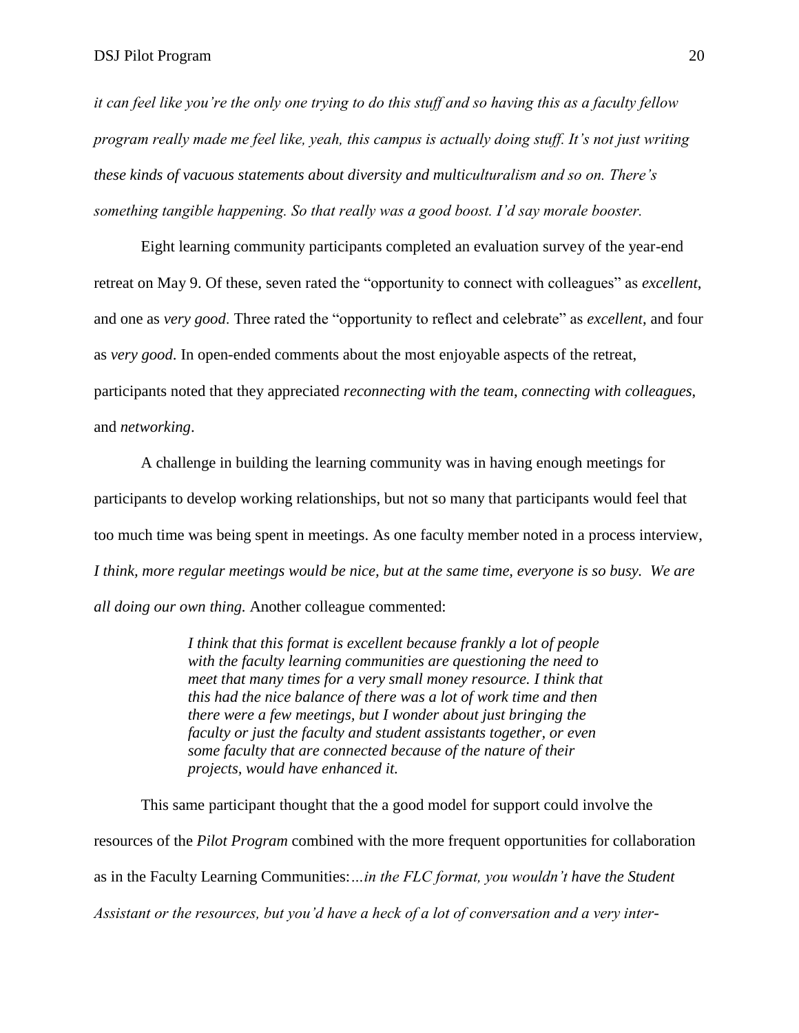*it can feel like you're the only one trying to do this stuff and so having this as a faculty fellow program really made me feel like, yeah, this campus is actually doing stuff. It's not just writing these kinds of vacuous statements about diversity and multiculturalism and so on. There's something tangible happening. So that really was a good boost. I'd say morale booster.*

Eight learning community participants completed an evaluation survey of the year-end retreat on May 9. Of these, seven rated the "opportunity to connect with colleagues" as *excellent*, and one as *very good*. Three rated the "opportunity to reflect and celebrate" as *excellent*, and four as *very good*. In open-ended comments about the most enjoyable aspects of the retreat, participants noted that they appreciated *reconnecting with the team*, *connecting with colleagues*, and *networking*.

A challenge in building the learning community was in having enough meetings for participants to develop working relationships, but not so many that participants would feel that too much time was being spent in meetings. As one faculty member noted in a process interview, *I think, more regular meetings would be nice, but at the same time, everyone is so busy. We are all doing our own thing.* Another colleague commented:

> *I think that this format is excellent because frankly a lot of people with the faculty learning communities are questioning the need to meet that many times for a very small money resource. I think that this had the nice balance of there was a lot of work time and then there were a few meetings, but I wonder about just bringing the faculty or just the faculty and student assistants together, or even some faculty that are connected because of the nature of their projects, would have enhanced it.*

This same participant thought that the a good model for support could involve the resources of the *Pilot Program* combined with the more frequent opportunities for collaboration as in the Faculty Learning Communities:*…in the FLC format, you wouldn't have the Student Assistant or the resources, but you'd have a heck of a lot of conversation and a very inter-*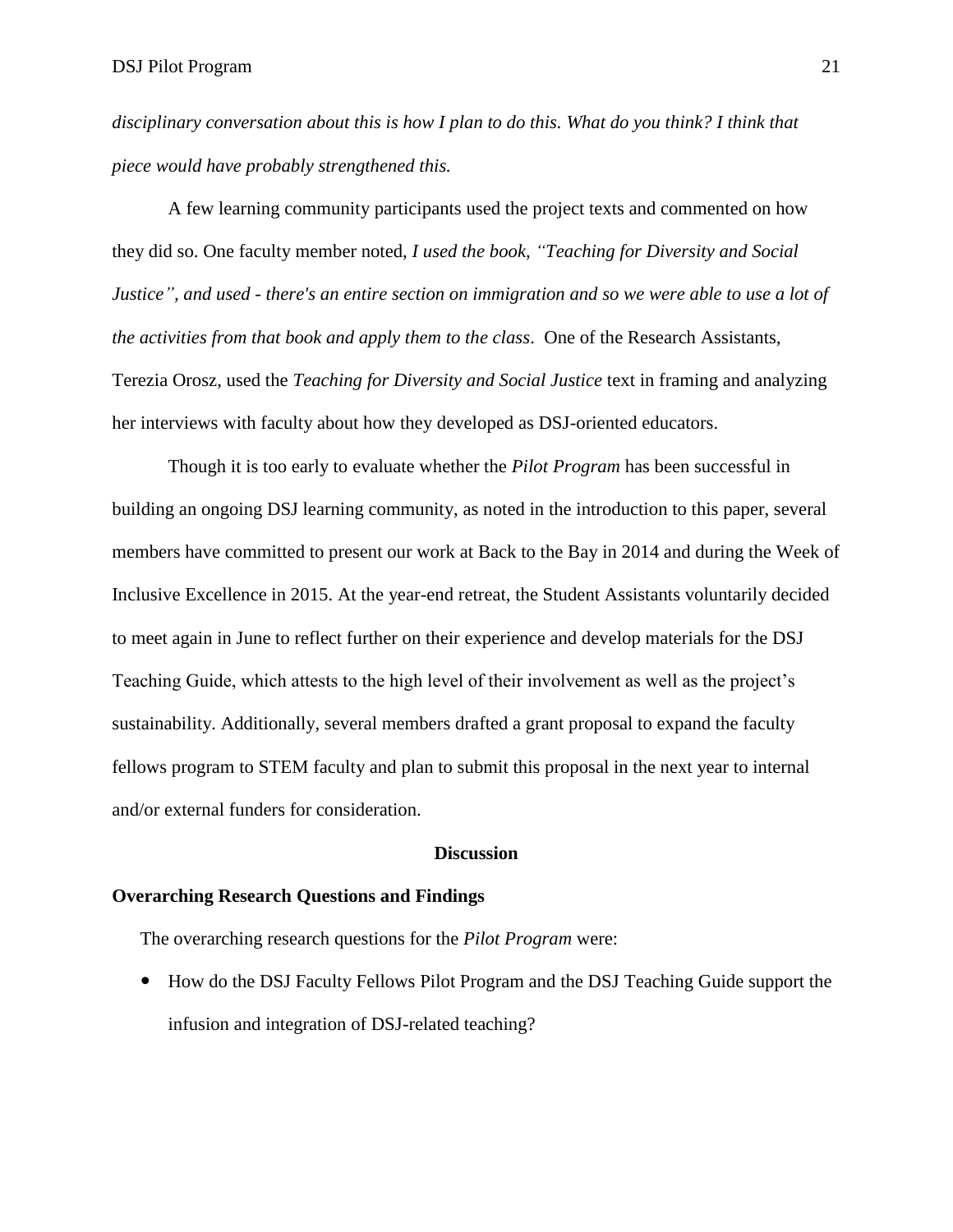*disciplinary conversation about this is how I plan to do this. What do you think? I think that piece would have probably strengthened this.*

A few learning community participants used the project texts and commented on how they did so. One faculty member noted, *I used the book, "Teaching for Diversity and Social Justice", and used - there's an entire section on immigration and so we were able to use a lot of the activities from that book and apply them to the class*. One of the Research Assistants, Terezia Orosz, used the *Teaching for Diversity and Social Justice* text in framing and analyzing her interviews with faculty about how they developed as DSJ-oriented educators.

Though it is too early to evaluate whether the *Pilot Program* has been successful in building an ongoing DSJ learning community, as noted in the introduction to this paper, several members have committed to present our work at Back to the Bay in 2014 and during the Week of Inclusive Excellence in 2015. At the year-end retreat, the Student Assistants voluntarily decided to meet again in June to reflect further on their experience and develop materials for the DSJ Teaching Guide, which attests to the high level of their involvement as well as the project's sustainability. Additionally, several members drafted a grant proposal to expand the faculty fellows program to STEM faculty and plan to submit this proposal in the next year to internal and/or external funders for consideration.

## Discussion

### Overarching Research Questions and Findings

The overarching research questions for the *Pilot Program* were:

- How do the DSJ Faculty Fellows Pilot Program and the DSJ Teaching Guide support the infusion and integration of DSJ-related teaching?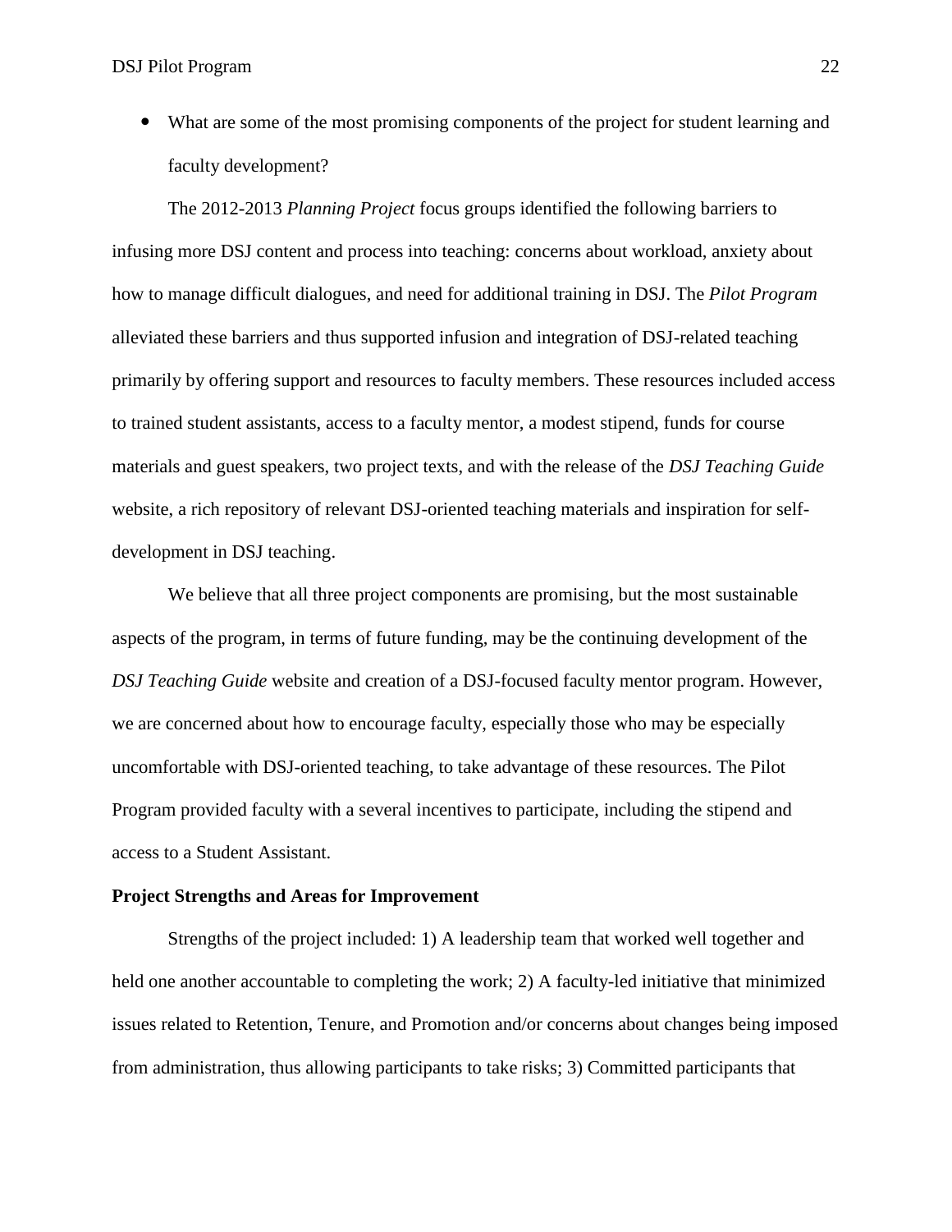- What are some of the most promising components of the project for student learning and faculty development?

The 2012-2013 *Planning Project* focus groups identified the following barriers to infusing more DSJ content and process into teaching: concerns about workload, anxiety about how to manage difficult dialogues, and need for additional training in DSJ. The *Pilot Program* alleviated these barriers and thus supported infusion and integration of DSJ-related teaching primarily by offering support and resources to faculty members. These resources included access to trained student assistants, access to a faculty mentor, a modest stipend, funds for course materials and guest speakers, two project texts, and with the release of the *DSJ Teaching Guide* website, a rich repository of relevant DSJ-oriented teaching materials and inspiration for self-development in DSJ teaching.

We believe that all three project components are promising, but the most sustainable aspects of the program, in terms of future funding, may be the continuing development of the *DSJ Teaching Guide* website and creation of a DSJ-focused faculty mentor program. However, we are concerned about how to encourage faculty, especially those who may be especially uncomfortable with DSJ-oriented teaching, to take advantage of these resources. The Pilot Program provided faculty with a several incentives to participate, including the stipend and access to a Student Assistant.

**Project Strengths and Areas for Improvement**

Strengths of the project included: 1) A leadership team that worked well together and held one another accountable to completing the work; 2) A faculty-led initiative that minimized issues related to Retention, Tenure, and Promotion and/or concerns about changes being imposed from administration, thus allowing participants to take risks; 3) Committed participants that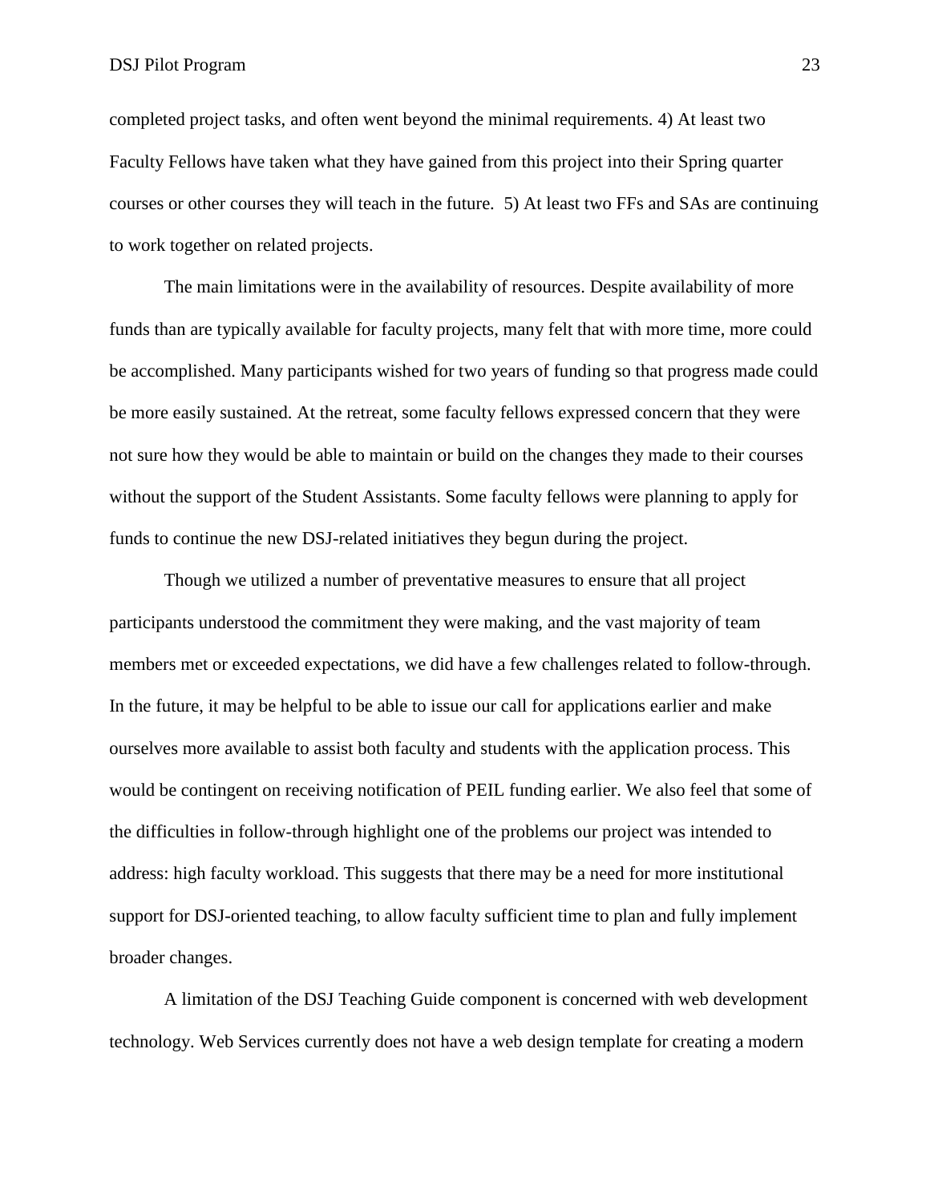completed project tasks, and often went beyond the minimal requirements. 4) At least two Faculty Fellows have taken what they have gained from this project into their Spring quarter courses or other courses they will teach in the future. 5) At least two FFs and SAs are continuing to work together on related projects.

The main limitations were in the availability of resources. Despite availability of more funds than are typically available for faculty projects, many felt that with more time, more could be accomplished. Many participants wished for two years of funding so that progress made could be more easily sustained. At the retreat, some faculty fellows expressed concern that they were not sure how they would be able to maintain or build on the changes they made to their courses without the support of the Student Assistants. Some faculty fellows were planning to apply for funds to continue the new DSJ-related initiatives they begun during the project.

Though we utilized a number of preventative measures to ensure that all project participants understood the commitment they were making, and the vast majority of team members met or exceeded expectations, we did have a few challenges related to follow-through. In the future, it may be helpful to be able to issue our call for applications earlier and make ourselves more available to assist both faculty and students with the application process. This would be contingent on receiving notification of PEIL funding earlier. We also feel that some of the difficulties in follow-through highlight one of the problems our project was intended to address: high faculty workload. This suggests that there may be a need for more institutional support for DSJ-oriented teaching, to allow faculty sufficient time to plan and fully implement broader changes.

A limitation of the DSJ Teaching Guide component is concerned with web development technology. Web Services currently does not have a web design template for creating a modern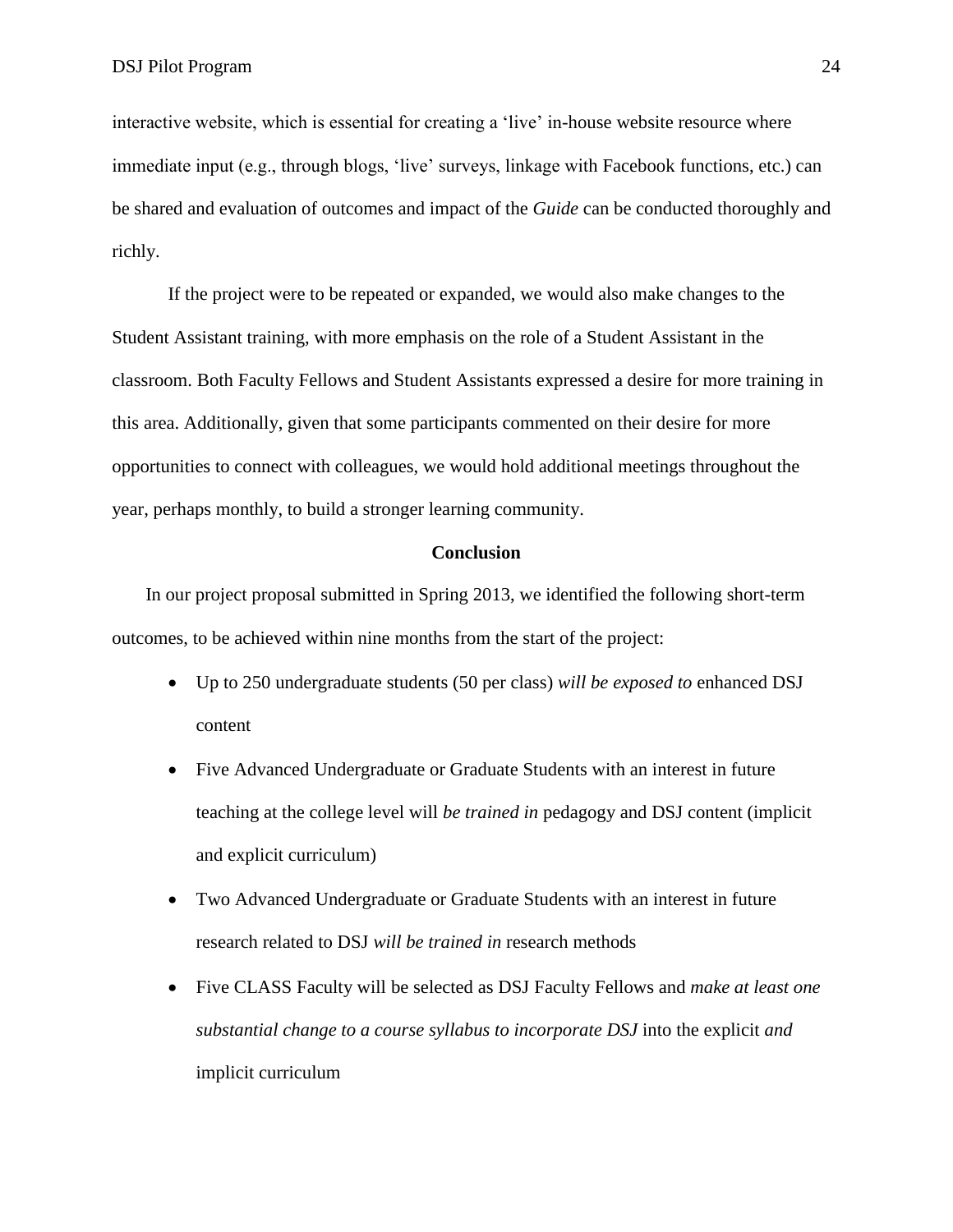interactive website, which is essential for creating a 'live' in-house website resource where immediate input (e.g., through blogs, 'live' surveys, linkage with Facebook functions, etc.) can be shared and evaluation of outcomes and impact of the *Guide* can be conducted thoroughly and richly.

If the project were to be repeated or expanded, we would also make changes to the Student Assistant training, with more emphasis on the role of a Student Assistant in the classroom. Both Faculty Fellows and Student Assistants expressed a desire for more training in this area. Additionally, given that some participants commented on their desire for more opportunities to connect with colleagues, we would hold additional meetings throughout the year, perhaps monthly, to build a stronger learning community.

## Conclusion

In our project proposal submitted in Spring 2013, we identified the following short-term outcomes, to be achieved within nine months from the start of the project:

- Up to 250 undergraduate students (50 per class) *will be exposed to* enhanced DSJ content
- Five Advanced Undergraduate or Graduate Students with an interest in future teaching at the college level will *be trained in* pedagogy and DSJ content (implicit and explicit curriculum)
- Two Advanced Undergraduate or Graduate Students with an interest in future research related to DSJ *will be trained in* research methods
- Five CLASS Faculty will be selected as DSJ Faculty Fellows and *make at least one substantial change to a course syllabus to incorporate DSJ* into the explicit *and* implicit curriculum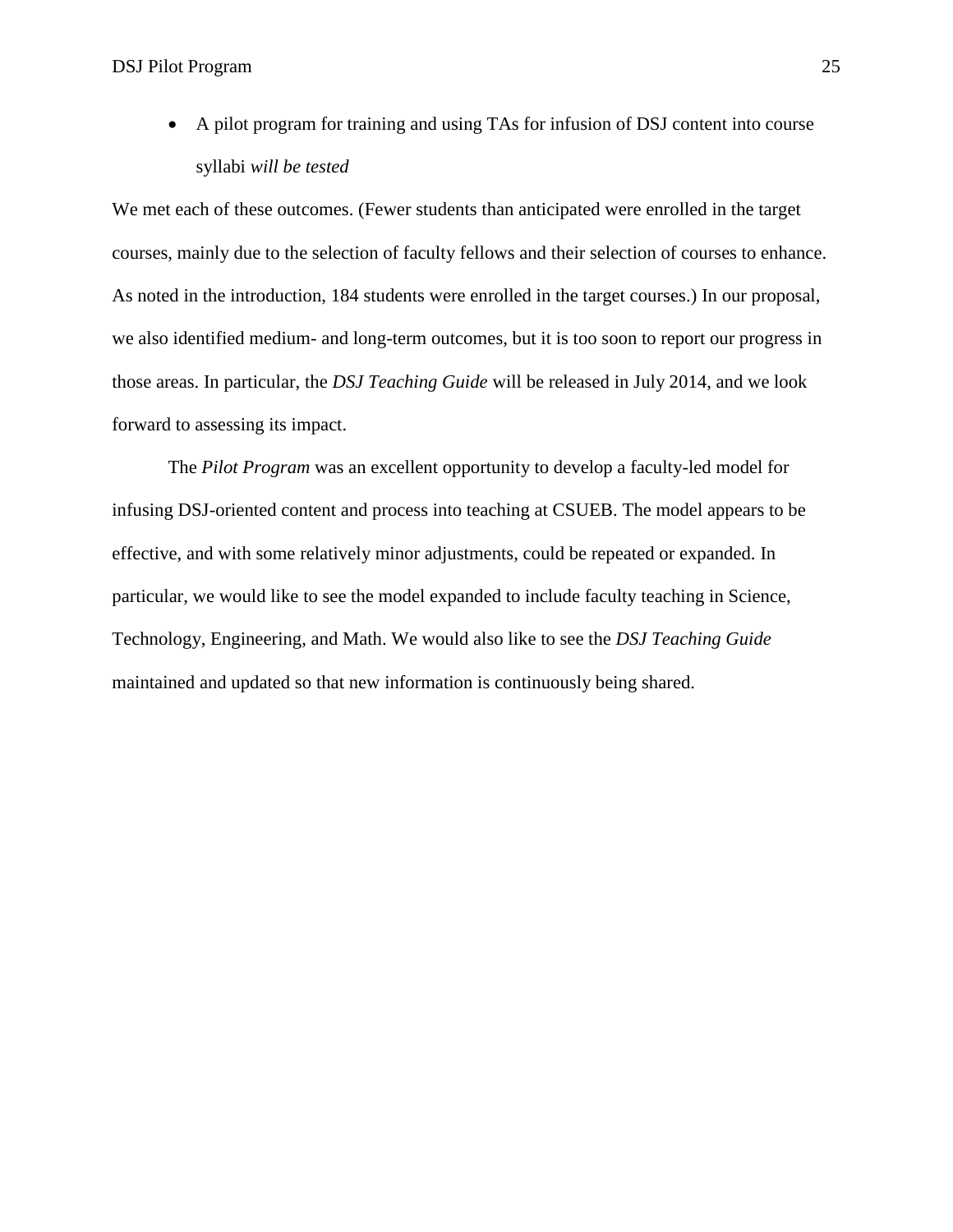- A pilot program for training and using TAs for infusion of DSJ content into course syllabi *will be tested*

We met each of these outcomes. (Fewer students than anticipated were enrolled in the target courses, mainly due to the selection of faculty fellows and their selection of courses to enhance. As noted in the introduction, 184 students were enrolled in the target courses.) In our proposal, we also identified medium- and long-term outcomes, but it is too soon to report our progress in those areas. In particular, the *DSJ Teaching Guide* will be released in July 2014, and we look forward to assessing its impact.

The *Pilot Program* was an excellent opportunity to develop a faculty-led model for infusing DSJ-oriented content and process into teaching at CSUEB. The model appears to be effective, and with some relatively minor adjustments, could be repeated or expanded. In particular, we would like to see the model expanded to include faculty teaching in Science, Technology, Engineering, and Math. We would also like to see the *DSJ Teaching Guide* maintained and updated so that new information is continuously being shared.